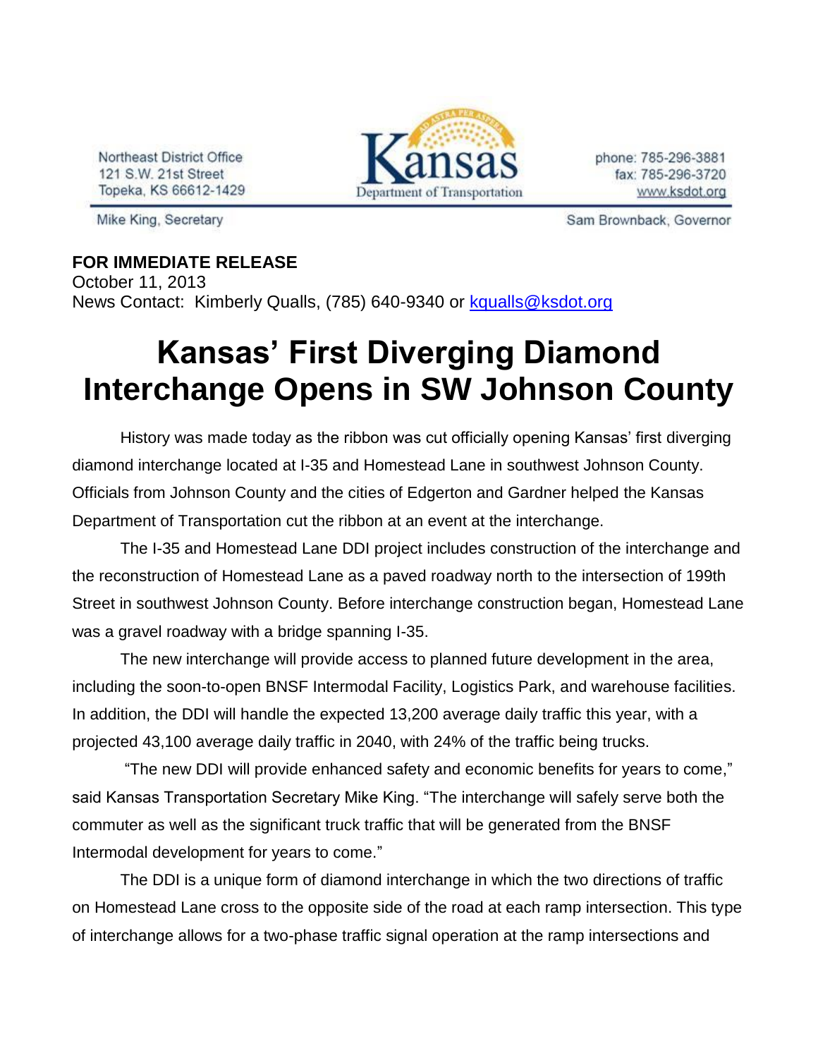Northeast District Office
121 S.W. 21st Street
Topeka, KS 66612-1429

Kansas Department of Transportation

phone: 785-296-3881
fax: 785-296-3720
www.ksdot.org

Mike King, Secretary

Sam Brownback, Governor

**FOR IMMEDIATE RELEASE**
October 11, 2013
News Contact: Kimberly Qualls, (785) 640-9340 or kqualls@ksdot.org

# Kansas' First Diverging Diamond Interchange Opens in SW Johnson County

History was made today as the ribbon was cut officially opening Kansas' first diverging diamond interchange located at I-35 and Homestead Lane in southwest Johnson County. Officials from Johnson County and the cities of Edgerton and Gardner helped the Kansas Department of Transportation cut the ribbon at an event at the interchange.

The I-35 and Homestead Lane DDI project includes construction of the interchange and the reconstruction of Homestead Lane as a paved roadway north to the intersection of 199th Street in southwest Johnson County. Before interchange construction began, Homestead Lane was a gravel roadway with a bridge spanning I-35.

The new interchange will provide access to planned future development in the area, including the soon-to-open BNSF Intermodal Facility, Logistics Park, and warehouse facilities. In addition, the DDI will handle the expected 13,200 average daily traffic this year, with a projected 43,100 average daily traffic in 2040, with 24% of the traffic being trucks.

"The new DDI will provide enhanced safety and economic benefits for years to come," said Kansas Transportation Secretary Mike King. "The interchange will safely serve both the commuter as well as the significant truck traffic that will be generated from the BNSF Intermodal development for years to come."

The DDI is a unique form of diamond interchange in which the two directions of traffic on Homestead Lane cross to the opposite side of the road at each ramp intersection. This type of interchange allows for a two-phase traffic signal operation at the ramp intersections and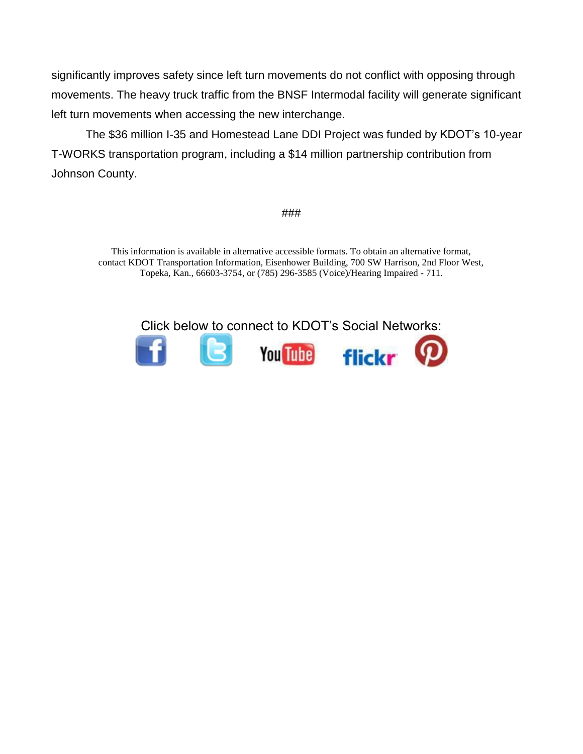significantly improves safety since left turn movements do not conflict with opposing through movements. The heavy truck traffic from the BNSF Intermodal facility will generate significant left turn movements when accessing the new interchange.

The $36 million I-35 and Homestead Lane DDI Project was funded by KDOT's 10-year T-WORKS transportation program, including a $14 million partnership contribution from Johnson County.

###

This information is available in alternative accessible formats. To obtain an alternative format, contact KDOT Transportation Information, Eisenhower Building, 700 SW Harrison, 2nd Floor West, Topeka, Kan., 66603-3754, or (785) 296-3585 (Voice)/Hearing Impaired - 711.

Click below to connect to KDOT's Social Networks: